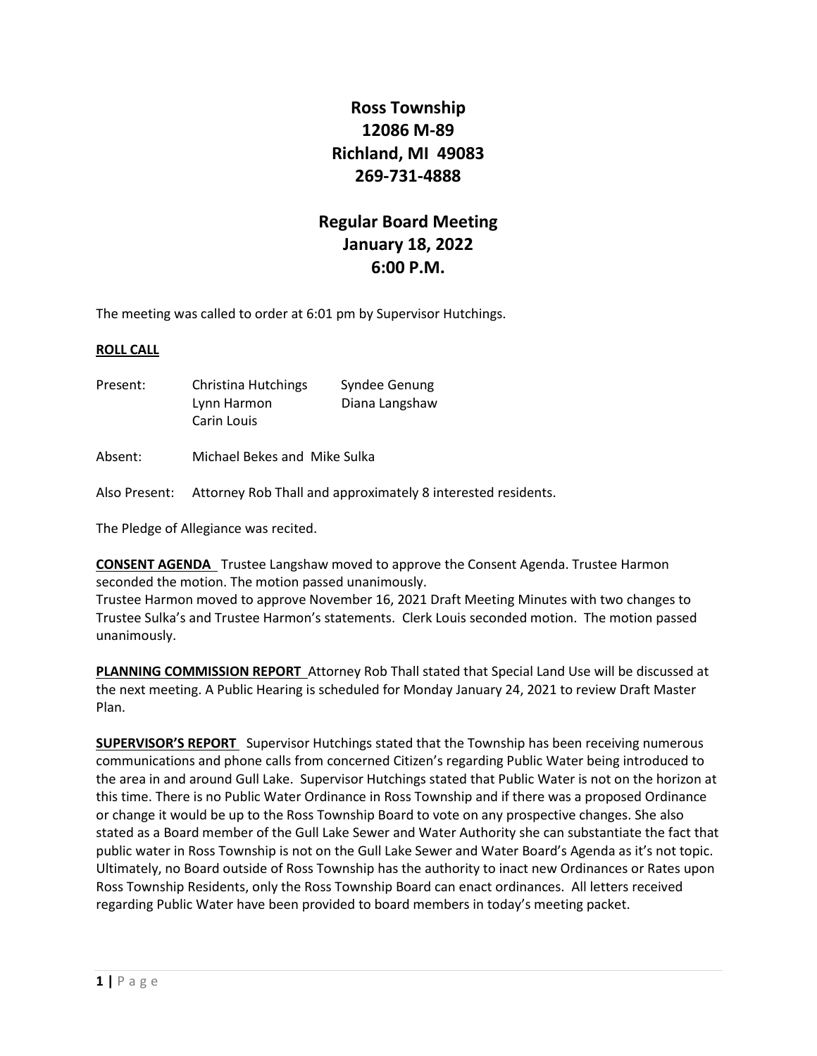# Ross Township
# 12086 M-89
# Richland, MI 49083
# 269-731-4888

## Regular Board Meeting
## January 18, 2022
## 6:00 P.M.

The meeting was called to order at 6:01 pm by Supervisor Hutchings.

**ROLL CALL**

| | | |
|---|---|---|
| Present: | Christina Hutchings | Syndee Genung |
| | Lynn Harmon | Diana Langshaw |
| | Carin Louis | |

Absent: Michael Bekes and Mike Sulka

Also Present: Attorney Rob Thall and approximately 8 interested residents.

The Pledge of Allegiance was recited.

**CONSENT AGENDA** Trustee Langshaw moved to approve the Consent Agenda. Trustee Harmon seconded the motion. The motion passed unanimously.
Trustee Harmon moved to approve November 16, 2021 Draft Meeting Minutes with two changes to Trustee Sulka's and Trustee Harmon's statements. Clerk Louis seconded motion. The motion passed unanimously.

**PLANNING COMMISSION REPORT** Attorney Rob Thall stated that Special Land Use will be discussed at the next meeting. A Public Hearing is scheduled for Monday January 24, 2021 to review Draft Master Plan.

**SUPERVISOR'S REPORT** Supervisor Hutchings stated that the Township has been receiving numerous communications and phone calls from concerned Citizen's regarding Public Water being introduced to the area in and around Gull Lake. Supervisor Hutchings stated that Public Water is not on the horizon at this time. There is no Public Water Ordinance in Ross Township and if there was a proposed Ordinance or change it would be up to the Ross Township Board to vote on any prospective changes. She also stated as a Board member of the Gull Lake Sewer and Water Authority she can substantiate the fact that public water in Ross Township is not on the Gull Lake Sewer and Water Board's Agenda as it's not topic. Ultimately, no Board outside of Ross Township has the authority to inact new Ordinances or Rates upon Ross Township Residents, only the Ross Township Board can enact ordinances. All letters received regarding Public Water have been provided to board members in today's meeting packet.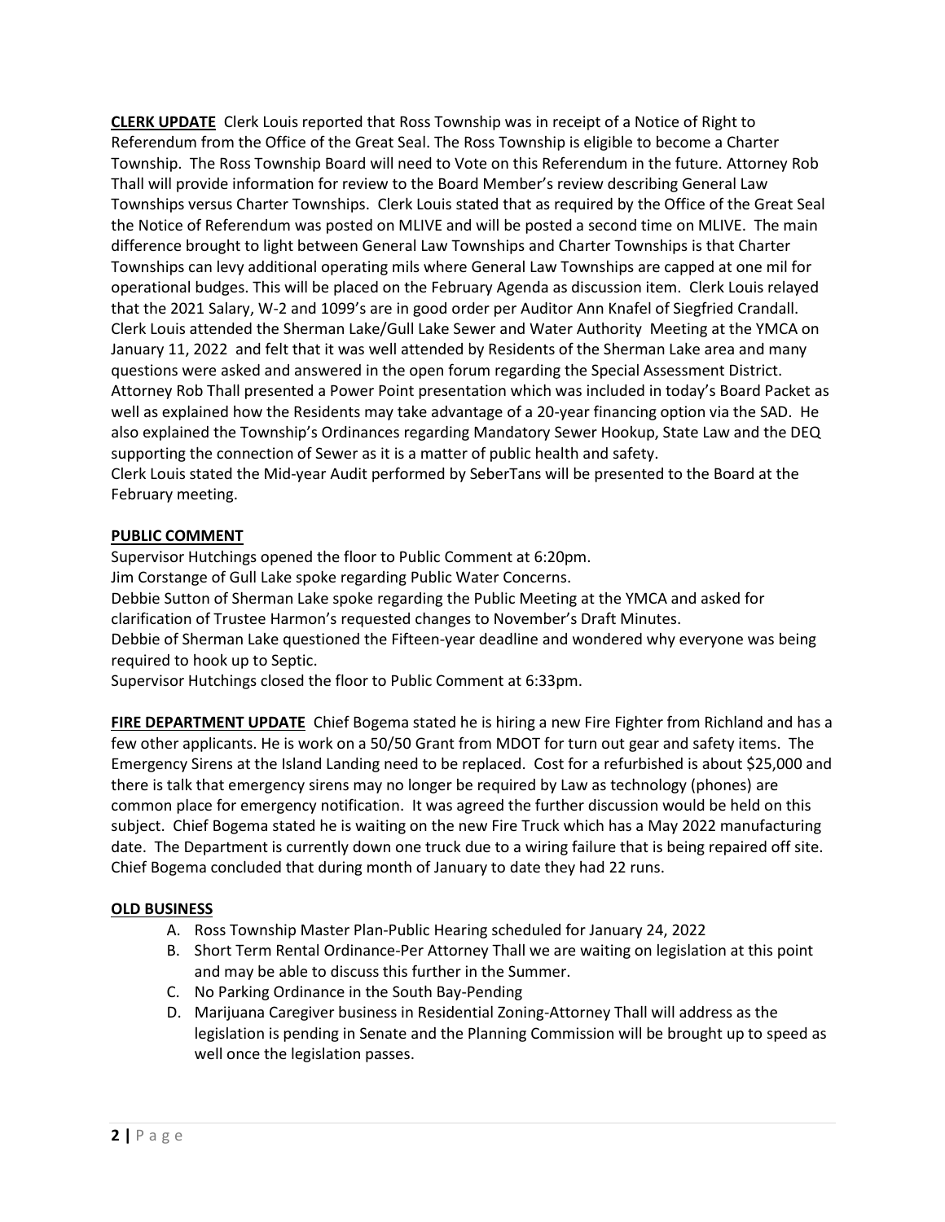**CLERK UPDATE** Clerk Louis reported that Ross Township was in receipt of a Notice of Right to Referendum from the Office of the Great Seal. The Ross Township is eligible to become a Charter Township. The Ross Township Board will need to Vote on this Referendum in the future. Attorney Rob Thall will provide information for review to the Board Member's review describing General Law Townships versus Charter Townships. Clerk Louis stated that as required by the Office of the Great Seal the Notice of Referendum was posted on MLIVE and will be posted a second time on MLIVE. The main difference brought to light between General Law Townships and Charter Townships is that Charter Townships can levy additional operating mils where General Law Townships are capped at one mil for operational budges. This will be placed on the February Agenda as discussion item. Clerk Louis relayed that the 2021 Salary, W-2 and 1099's are in good order per Auditor Ann Knafel of Siegfried Crandall. Clerk Louis attended the Sherman Lake/Gull Lake Sewer and Water Authority Meeting at the YMCA on January 11, 2022 and felt that it was well attended by Residents of the Sherman Lake area and many questions were asked and answered in the open forum regarding the Special Assessment District. Attorney Rob Thall presented a Power Point presentation which was included in today's Board Packet as well as explained how the Residents may take advantage of a 20-year financing option via the SAD. He also explained the Township's Ordinances regarding Mandatory Sewer Hookup, State Law and the DEQ supporting the connection of Sewer as it is a matter of public health and safety.
Clerk Louis stated the Mid-year Audit performed by SeberTans will be presented to the Board at the February meeting.

**PUBLIC COMMENT**

Supervisor Hutchings opened the floor to Public Comment at 6:20pm.
Jim Corstange of Gull Lake spoke regarding Public Water Concerns.
Debbie Sutton of Sherman Lake spoke regarding the Public Meeting at the YMCA and asked for clarification of Trustee Harmon's requested changes to November's Draft Minutes.
Debbie of Sherman Lake questioned the Fifteen-year deadline and wondered why everyone was being required to hook up to Septic.
Supervisor Hutchings closed the floor to Public Comment at 6:33pm.

**FIRE DEPARTMENT UPDATE** Chief Bogema stated he is hiring a new Fire Fighter from Richland and has a few other applicants. He is work on a 50/50 Grant from MDOT for turn out gear and safety items. The Emergency Sirens at the Island Landing need to be replaced. Cost for a refurbished is about $25,000 and there is talk that emergency sirens may no longer be required by Law as technology (phones) are common place for emergency notification. It was agreed the further discussion would be held on this subject. Chief Bogema stated he is waiting on the new Fire Truck which has a May 2022 manufacturing date. The Department is currently down one truck due to a wiring failure that is being repaired off site. Chief Bogema concluded that during month of January to date they had 22 runs.

**OLD BUSINESS**

A. Ross Township Master Plan-Public Hearing scheduled for January 24, 2022
B. Short Term Rental Ordinance-Per Attorney Thall we are waiting on legislation at this point and may be able to discuss this further in the Summer.
C. No Parking Ordinance in the South Bay-Pending
D. Marijuana Caregiver business in Residential Zoning-Attorney Thall will address as the legislation is pending in Senate and the Planning Commission will be brought up to speed as well once the legislation passes.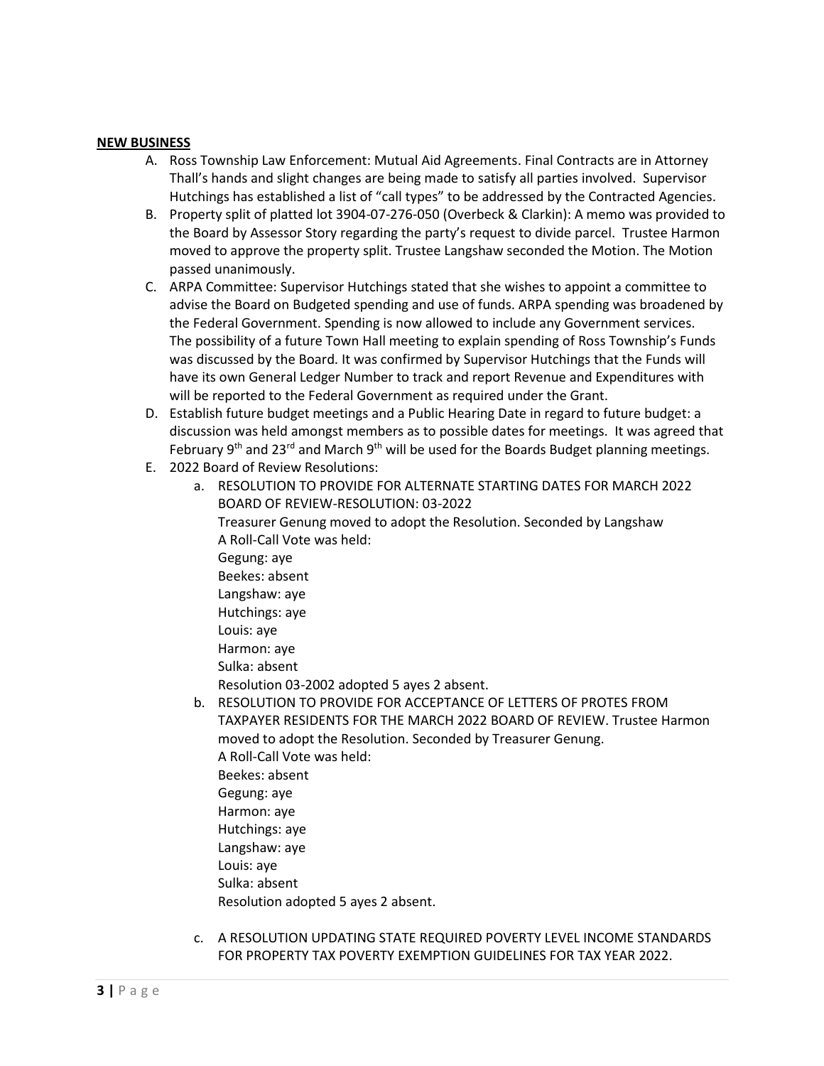**NEW BUSINESS**

A. Ross Township Law Enforcement: Mutual Aid Agreements. Final Contracts are in Attorney Thall's hands and slight changes are being made to satisfy all parties involved. Supervisor Hutchings has established a list of "call types" to be addressed by the Contracted Agencies.

B. Property split of platted lot 3904-07-276-050 (Overbeck & Clarkin): A memo was provided to the Board by Assessor Story regarding the party's request to divide parcel. Trustee Harmon moved to approve the property split. Trustee Langshaw seconded the Motion. The Motion passed unanimously.

C. ARPA Committee: Supervisor Hutchings stated that she wishes to appoint a committee to advise the Board on Budgeted spending and use of funds. ARPA spending was broadened by the Federal Government. Spending is now allowed to include any Government services. The possibility of a future Town Hall meeting to explain spending of Ross Township's Funds was discussed by the Board. It was confirmed by Supervisor Hutchings that the Funds will have its own General Ledger Number to track and report Revenue and Expenditures with will be reported to the Federal Government as required under the Grant.

D. Establish future budget meetings and a Public Hearing Date in regard to future budget: a discussion was held amongst members as to possible dates for meetings. It was agreed that February 9th and 23rd and March 9th will be used for the Boards Budget planning meetings.

E. 2022 Board of Review Resolutions:

   a. RESOLUTION TO PROVIDE FOR ALTERNATE STARTING DATES FOR MARCH 2022 BOARD OF REVIEW-RESOLUTION: 03-2022
      Treasurer Genung moved to adopt the Resolution. Seconded by Langshaw
      A Roll-Call Vote was held:
      Gegung: aye
      Beekes: absent
      Langshaw: aye
      Hutchings: aye
      Louis: aye
      Harmon: aye
      Sulka: absent
      Resolution 03-2002 adopted 5 ayes 2 absent.

   b. RESOLUTION TO PROVIDE FOR ACCEPTANCE OF LETTERS OF PROTES FROM TAXPAYER RESIDENTS FOR THE MARCH 2022 BOARD OF REVIEW. Trustee Harmon moved to adopt the Resolution. Seconded by Treasurer Genung.
      A Roll-Call Vote was held:
      Beekes: absent
      Gegung: aye
      Harmon: aye
      Hutchings: aye
      Langshaw: aye
      Louis: aye
      Sulka: absent
      Resolution adopted 5 ayes 2 absent.

   c. A RESOLUTION UPDATING STATE REQUIRED POVERTY LEVEL INCOME STANDARDS FOR PROPERTY TAX POVERTY EXEMPTION GUIDELINES FOR TAX YEAR 2022.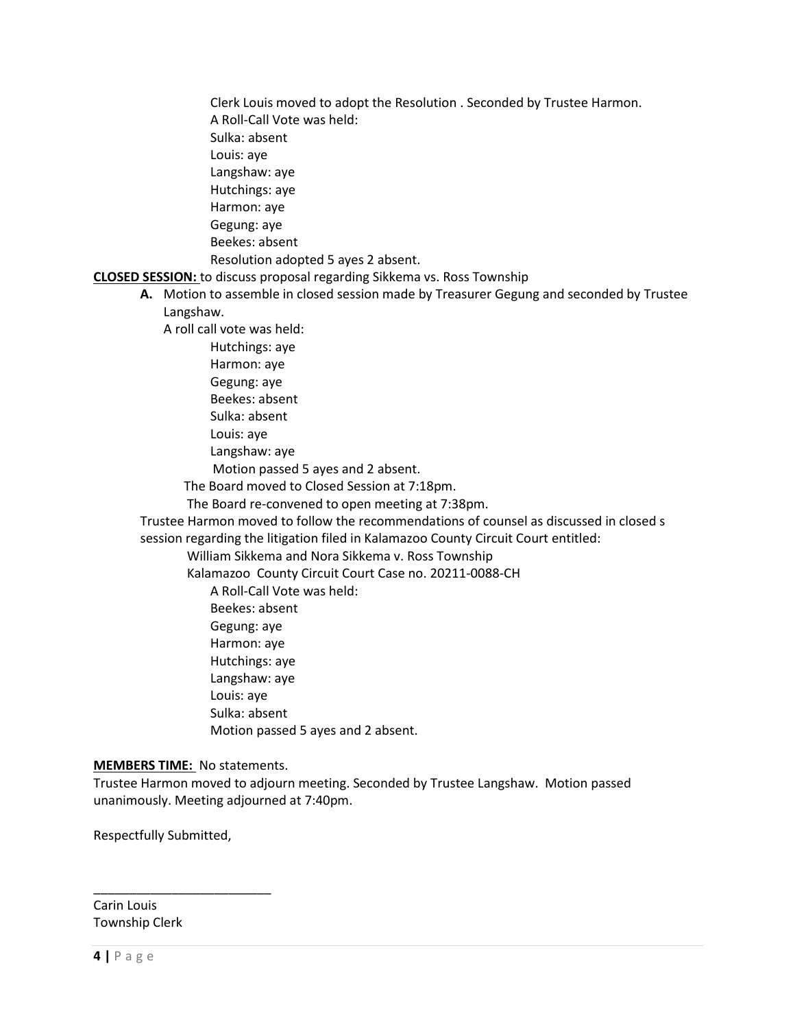Clerk Louis moved to adopt the Resolution . Seconded by Trustee Harmon.
A Roll-Call Vote was held:
Sulka: absent
Louis: aye
Langshaw: aye
Hutchings: aye
Harmon: aye
Gegung: aye
Beekes: absent
Resolution adopted 5 ayes 2 absent.

**CLOSED SESSION:** to discuss proposal regarding Sikkema vs. Ross Township

**A.** Motion to assemble in closed session made by Treasurer Gegung and seconded by Trustee Langshaw.
A roll call vote was held:
Hutchings: aye
Harmon: aye
Gegung: aye
Beekes: absent
Sulka: absent
Louis: aye
Langshaw: aye
Motion passed 5 ayes and 2 absent.
The Board moved to Closed Session at 7:18pm.
The Board re-convened to open meeting at 7:38pm.

Trustee Harmon moved to follow the recommendations of counsel as discussed in closed s session regarding the litigation filed in Kalamazoo County Circuit Court entitled:
William Sikkema and Nora Sikkema v. Ross Township
Kalamazoo County Circuit Court Case no. 20211-0088-CH
A Roll-Call Vote was held:
Beekes: absent
Gegung: aye
Harmon: aye
Hutchings: aye
Langshaw: aye
Louis: aye
Sulka: absent
Motion passed 5 ayes and 2 absent.

**MEMBERS TIME:** No statements.

Trustee Harmon moved to adjourn meeting. Seconded by Trustee Langshaw. Motion passed unanimously. Meeting adjourned at 7:40pm.

Respectfully Submitted,

\_\_\_\_\_\_\_\_\_\_\_\_\_\_\_\_\_\_\_\_\_\_\_\_\_

Carin Louis
Township Clerk